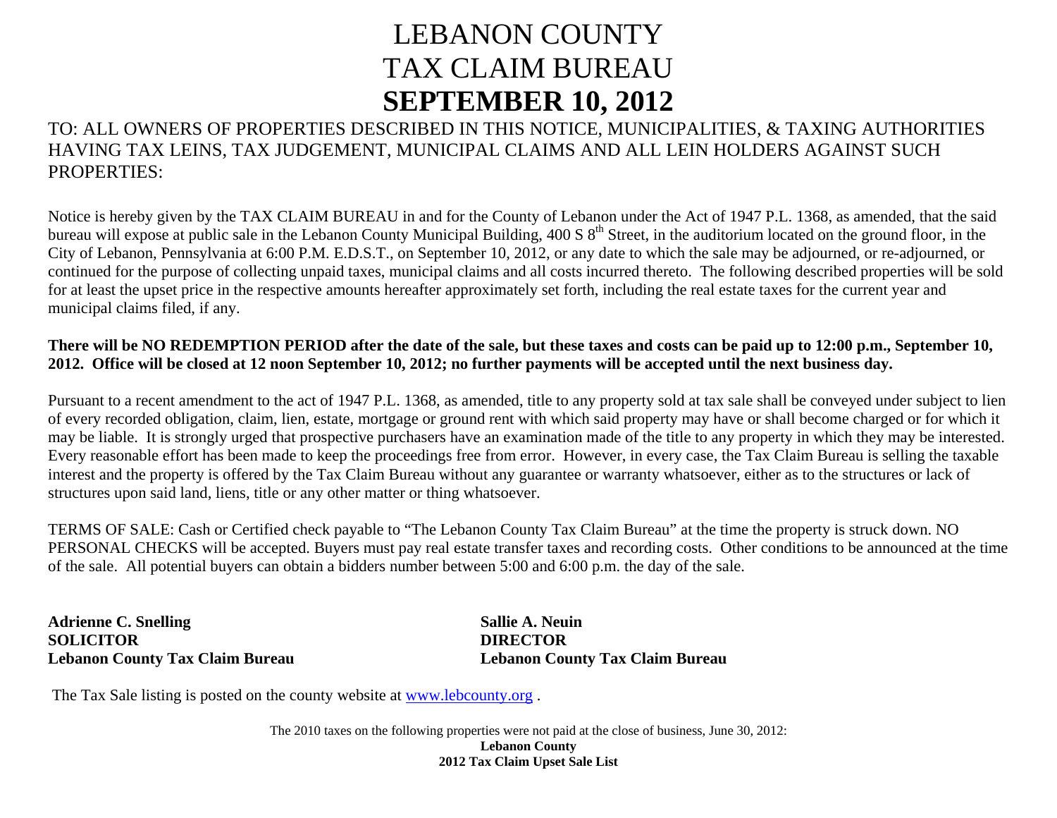# LEBANON COUNTY
# TAX CLAIM BUREAU
# SEPTEMBER 10, 2012

TO: ALL OWNERS OF PROPERTIES DESCRIBED IN THIS NOTICE, MUNICIPALITIES, & TAXING AUTHORITIES HAVING TAX LEINS, TAX JUDGEMENT, MUNICIPAL CLAIMS AND ALL LEIN HOLDERS AGAINST SUCH PROPERTIES:

Notice is hereby given by the TAX CLAIM BUREAU in and for the County of Lebanon under the Act of 1947 P.L. 1368, as amended, that the said bureau will expose at public sale in the Lebanon County Municipal Building, 400 S 8th Street, in the auditorium located on the ground floor, in the City of Lebanon, Pennsylvania at 6:00 P.M. E.D.S.T., on September 10, 2012, or any date to which the sale may be adjourned, or re-adjourned, or continued for the purpose of collecting unpaid taxes, municipal claims and all costs incurred thereto. The following described properties will be sold for at least the upset price in the respective amounts hereafter approximately set forth, including the real estate taxes for the current year and municipal claims filed, if any.

**There will be NO REDEMPTION PERIOD after the date of the sale, but these taxes and costs can be paid up to 12:00 p.m., September 10, 2012. Office will be closed at 12 noon September 10, 2012; no further payments will be accepted until the next business day.**

Pursuant to a recent amendment to the act of 1947 P.L. 1368, as amended, title to any property sold at tax sale shall be conveyed under subject to lien of every recorded obligation, claim, lien, estate, mortgage or ground rent with which said property may have or shall become charged or for which it may be liable. It is strongly urged that prospective purchasers have an examination made of the title to any property in which they may be interested. Every reasonable effort has been made to keep the proceedings free from error. However, in every case, the Tax Claim Bureau is selling the taxable interest and the property is offered by the Tax Claim Bureau without any guarantee or warranty whatsoever, either as to the structures or lack of structures upon said land, liens, title or any other matter or thing whatsoever.

TERMS OF SALE: Cash or Certified check payable to "The Lebanon County Tax Claim Bureau" at the time the property is struck down. NO PERSONAL CHECKS will be accepted. Buyers must pay real estate transfer taxes and recording costs. Other conditions to be announced at the time of the sale. All potential buyers can obtain a bidders number between 5:00 and 6:00 p.m. the day of the sale.

**Adrienne C. Snelling**
**SOLICITOR**
**Lebanon County Tax Claim Bureau**

**Sallie A. Neuin**
**DIRECTOR**
**Lebanon County Tax Claim Bureau**

The Tax Sale listing is posted on the county website at [www.lebcounty.org](http://www.lebcounty.org) .

The 2010 taxes on the following properties were not paid at the close of business, June 30, 2012:

**Lebanon County**
**2012 Tax Claim Upset Sale List**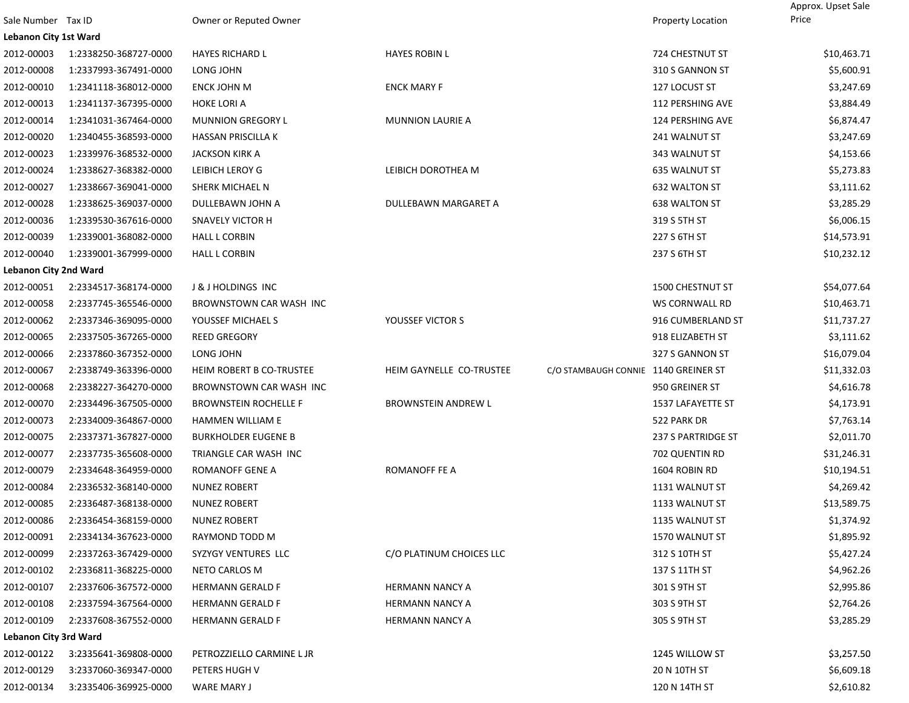| Sale Number | Tax ID | Owner or Reputed Owner | | | Property Location | Approx. Upset Sale Price |
|---|---|---|---|---|---|---|
| **Lebanon City 1st Ward** | | | | | | |
| 2012-00003 | 1:2338250-368727-0000 | HAYES RICHARD L | HAYES ROBIN L | | 724 CHESTNUT ST | $10,463.71 |
| 2012-00008 | 1:2337993-367491-0000 | LONG JOHN | | | 310 S GANNON ST | $5,600.91 |
| 2012-00010 | 1:2341118-368012-0000 | ENCK JOHN M | ENCK MARY F | | 127 LOCUST ST | $3,247.69 |
| 2012-00013 | 1:2341137-367395-0000 | HOKE LORI A | | | 112 PERSHING AVE | $3,884.49 |
| 2012-00014 | 1:2341031-367464-0000 | MUNNION GREGORY L | MUNNION LAURIE A | | 124 PERSHING AVE | $6,874.47 |
| 2012-00020 | 1:2340455-368593-0000 | HASSAN PRISCILLA K | | | 241 WALNUT ST | $3,247.69 |
| 2012-00023 | 1:2339976-368532-0000 | JACKSON KIRK A | | | 343 WALNUT ST | $4,153.66 |
| 2012-00024 | 1:2338627-368382-0000 | LEIBICH LEROY G | LEIBICH DOROTHEA M | | 635 WALNUT ST | $5,273.83 |
| 2012-00027 | 1:2338667-369041-0000 | SHERK MICHAEL N | | | 632 WALTON ST | $3,111.62 |
| 2012-00028 | 1:2338625-369037-0000 | DULLEBAWN JOHN A | DULLEBAWN MARGARET A | | 638 WALTON ST | $3,285.29 |
| 2012-00036 | 1:2339530-367616-0000 | SNAVELY VICTOR H | | | 319 S 5TH ST | $6,006.15 |
| 2012-00039 | 1:2339001-368082-0000 | HALL L CORBIN | | | 227 S 6TH ST | $14,573.91 |
| 2012-00040 | 1:2339001-367999-0000 | HALL L CORBIN | | | 237 S 6TH ST | $10,232.12 |
| **Lebanon City 2nd Ward** | | | | | | |
| 2012-00051 | 2:2334517-368174-0000 | J & J HOLDINGS INC | | | 1500 CHESTNUT ST | $54,077.64 |
| 2012-00058 | 2:2337745-365546-0000 | BROWNSTOWN CAR WASH INC | | | WS CORNWALL RD | $10,463.71 |
| 2012-00062 | 2:2337346-369095-0000 | YOUSSEF MICHAEL S | YOUSSEF VICTOR S | | 916 CUMBERLAND ST | $11,737.27 |
| 2012-00065 | 2:2337505-367265-0000 | REED GREGORY | | | 918 ELIZABETH ST | $3,111.62 |
| 2012-00066 | 2:2337860-367352-0000 | LONG JOHN | | | 327 S GANNON ST | $16,079.04 |
| 2012-00067 | 2:2338749-363396-0000 | HEIM ROBERT B CO-TRUSTEE | HEIM GAYNELLE CO-TRUSTEE | C/O STAMBAUGH CONNIE | 1140 GREINER ST | $11,332.03 |
| 2012-00068 | 2:2338227-364270-0000 | BROWNSTOWN CAR WASH INC | | | 950 GREINER ST | $4,616.78 |
| 2012-00070 | 2:2334496-367505-0000 | BROWNSTEIN ROCHELLE F | BROWNSTEIN ANDREW L | | 1537 LAFAYETTE ST | $4,173.91 |
| 2012-00073 | 2:2334009-364867-0000 | HAMMEN WILLIAM E | | | 522 PARK DR | $7,763.14 |
| 2012-00075 | 2:2337371-367827-0000 | BURKHOLDER EUGENE B | | | 237 S PARTRIDGE ST | $2,011.70 |
| 2012-00077 | 2:2337735-365608-0000 | TRIANGLE CAR WASH INC | | | 702 QUENTIN RD | $31,246.31 |
| 2012-00079 | 2:2334648-364959-0000 | ROMANOFF GENE A | ROMANOFF FE A | | 1604 ROBIN RD | $10,194.51 |
| 2012-00084 | 2:2336532-368140-0000 | NUNEZ ROBERT | | | 1131 WALNUT ST | $4,269.42 |
| 2012-00085 | 2:2336487-368138-0000 | NUNEZ ROBERT | | | 1133 WALNUT ST | $13,589.75 |
| 2012-00086 | 2:2336454-368159-0000 | NUNEZ ROBERT | | | 1135 WALNUT ST | $1,374.92 |
| 2012-00091 | 2:2334134-367623-0000 | RAYMOND TODD M | | | 1570 WALNUT ST | $1,895.92 |
| 2012-00099 | 2:2337263-367429-0000 | SYZYGY VENTURES LLC | C/O PLATINUM CHOICES LLC | | 312 S 10TH ST | $5,427.24 |
| 2012-00102 | 2:2336811-368225-0000 | NETO CARLOS M | | | 137 S 11TH ST | $4,962.26 |
| 2012-00107 | 2:2337606-367572-0000 | HERMANN GERALD F | HERMANN NANCY A | | 301 S 9TH ST | $2,995.86 |
| 2012-00108 | 2:2337594-367564-0000 | HERMANN GERALD F | HERMANN NANCY A | | 303 S 9TH ST | $2,764.26 |
| 2012-00109 | 2:2337608-367552-0000 | HERMANN GERALD F | HERMANN NANCY A | | 305 S 9TH ST | $3,285.29 |
| **Lebanon City 3rd Ward** | | | | | | |
| 2012-00122 | 3:2335641-369808-0000 | PETROZZIELLO CARMINE L JR | | | 1245 WILLOW ST | $3,257.50 |
| 2012-00129 | 3:2337060-369347-0000 | PETERS HUGH V | | | 20 N 10TH ST | $6,609.18 |
| 2012-00134 | 3:2335406-369925-0000 | WARE MARY J | | | 120 N 14TH ST | $2,610.82 |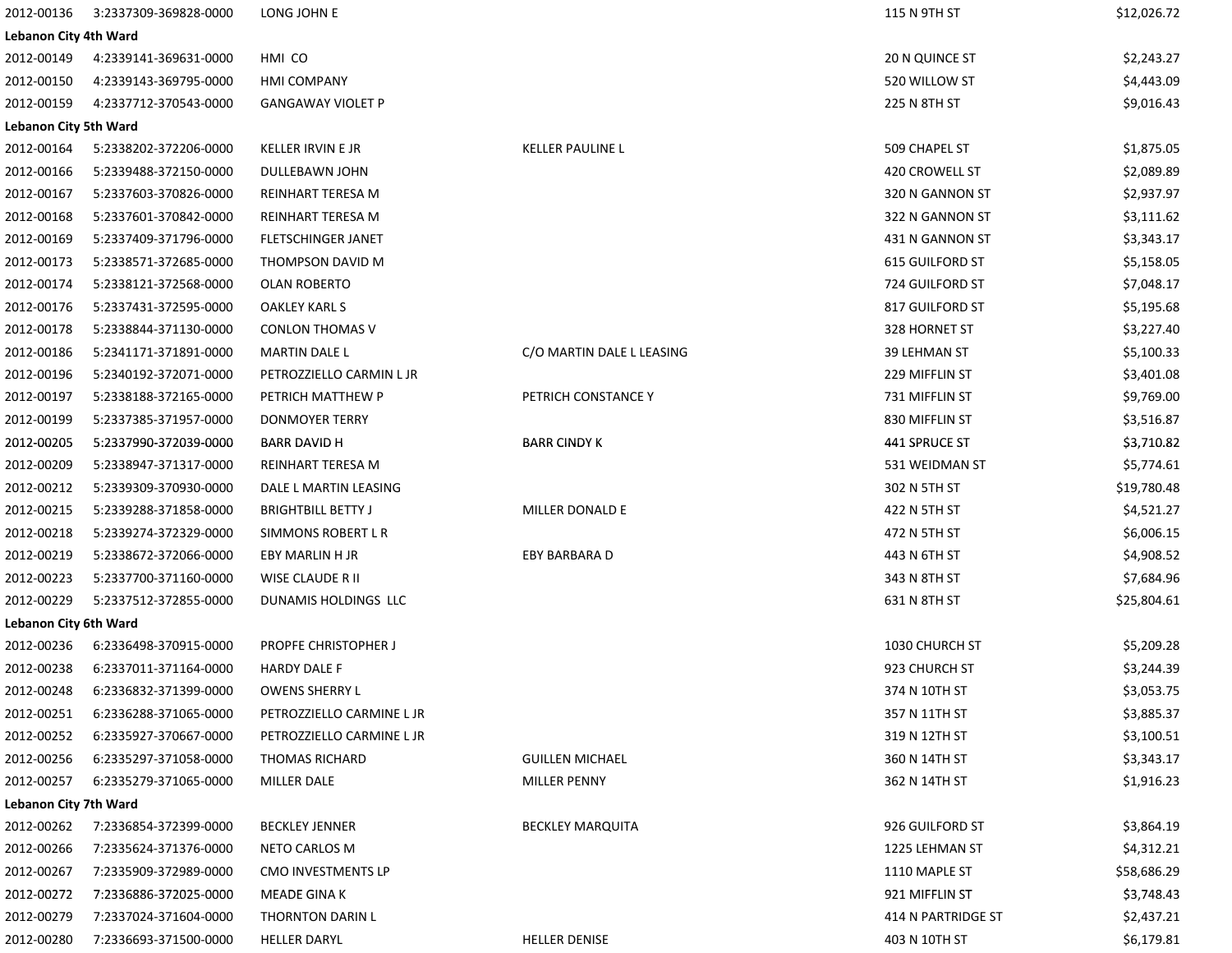| | | | | | |
|---|---|---|---|---|---|
| 2012-00136 | 3:2337309-369828-0000 | LONG JOHN E | | 115 N 9TH ST | $12,026.72 |
| **Lebanon City 4th Ward** | | | | | |
| 2012-00149 | 4:2339141-369631-0000 | HMI CO | | 20 N QUINCE ST | $2,243.27 |
| 2012-00150 | 4:2339143-369795-0000 | HMI COMPANY | | 520 WILLOW ST | $4,443.09 |
| 2012-00159 | 4:2337712-370543-0000 | GANGAWAY VIOLET P | | 225 N 8TH ST | $9,016.43 |
| **Lebanon City 5th Ward** | | | | | |
| 2012-00164 | 5:2338202-372206-0000 | KELLER IRVIN E JR | KELLER PAULINE L | 509 CHAPEL ST | $1,875.05 |
| 2012-00166 | 5:2339488-372150-0000 | DULLEBAWN JOHN | | 420 CROWELL ST | $2,089.89 |
| 2012-00167 | 5:2337603-370826-0000 | REINHART TERESA M | | 320 N GANNON ST | $2,937.97 |
| 2012-00168 | 5:2337601-370842-0000 | REINHART TERESA M | | 322 N GANNON ST | $3,111.62 |
| 2012-00169 | 5:2337409-371796-0000 | FLETSCHINGER JANET | | 431 N GANNON ST | $3,343.17 |
| 2012-00173 | 5:2338571-372685-0000 | THOMPSON DAVID M | | 615 GUILFORD ST | $5,158.05 |
| 2012-00174 | 5:2338121-372568-0000 | OLAN ROBERTO | | 724 GUILFORD ST | $7,048.17 |
| 2012-00176 | 5:2337431-372595-0000 | OAKLEY KARL S | | 817 GUILFORD ST | $5,195.68 |
| 2012-00178 | 5:2338844-371130-0000 | CONLON THOMAS V | | 328 HORNET ST | $3,227.40 |
| 2012-00186 | 5:2341171-371891-0000 | MARTIN DALE L | C/O MARTIN DALE L LEASING | 39 LEHMAN ST | $5,100.33 |
| 2012-00196 | 5:2340192-372071-0000 | PETROZZIELLO CARMIN L JR | | 229 MIFFLIN ST | $3,401.08 |
| 2012-00197 | 5:2338188-372165-0000 | PETRICH MATTHEW P | PETRICH CONSTANCE Y | 731 MIFFLIN ST | $9,769.00 |
| 2012-00199 | 5:2337385-371957-0000 | DONMOYER TERRY | | 830 MIFFLIN ST | $3,516.87 |
| 2012-00205 | 5:2337990-372039-0000 | BARR DAVID H | BARR CINDY K | 441 SPRUCE ST | $3,710.82 |
| 2012-00209 | 5:2338947-371317-0000 | REINHART TERESA M | | 531 WEIDMAN ST | $5,774.61 |
| 2012-00212 | 5:2339309-370930-0000 | DALE L MARTIN LEASING | | 302 N 5TH ST | $19,780.48 |
| 2012-00215 | 5:2339288-371858-0000 | BRIGHTBILL BETTY J | MILLER DONALD E | 422 N 5TH ST | $4,521.27 |
| 2012-00218 | 5:2339274-372329-0000 | SIMMONS ROBERT L R | | 472 N 5TH ST | $6,006.15 |
| 2012-00219 | 5:2338672-372066-0000 | EBY MARLIN H JR | EBY BARBARA D | 443 N 6TH ST | $4,908.52 |
| 2012-00223 | 5:2337700-371160-0000 | WISE CLAUDE R II | | 343 N 8TH ST | $7,684.96 |
| 2012-00229 | 5:2337512-372855-0000 | DUNAMIS HOLDINGS LLC | | 631 N 8TH ST | $25,804.61 |
| **Lebanon City 6th Ward** | | | | | |
| 2012-00236 | 6:2336498-370915-0000 | PROPFE CHRISTOPHER J | | 1030 CHURCH ST | $5,209.28 |
| 2012-00238 | 6:2337011-371164-0000 | HARDY DALE F | | 923 CHURCH ST | $3,244.39 |
| 2012-00248 | 6:2336832-371399-0000 | OWENS SHERRY L | | 374 N 10TH ST | $3,053.75 |
| 2012-00251 | 6:2336288-371065-0000 | PETROZZIELLO CARMINE L JR | | 357 N 11TH ST | $3,885.37 |
| 2012-00252 | 6:2335927-370667-0000 | PETROZZIELLO CARMINE L JR | | 319 N 12TH ST | $3,100.51 |
| 2012-00256 | 6:2335297-371058-0000 | THOMAS RICHARD | GUILLEN MICHAEL | 360 N 14TH ST | $3,343.17 |
| 2012-00257 | 6:2335279-371065-0000 | MILLER DALE | MILLER PENNY | 362 N 14TH ST | $1,916.23 |
| **Lebanon City 7th Ward** | | | | | |
| 2012-00262 | 7:2336854-372399-0000 | BECKLEY JENNER | BECKLEY MARQUITA | 926 GUILFORD ST | $3,864.19 |
| 2012-00266 | 7:2335624-371376-0000 | NETO CARLOS M | | 1225 LEHMAN ST | $4,312.21 |
| 2012-00267 | 7:2335909-372989-0000 | CMO INVESTMENTS LP | | 1110 MAPLE ST | $58,686.29 |
| 2012-00272 | 7:2336886-372025-0000 | MEADE GINA K | | 921 MIFFLIN ST | $3,748.43 |
| 2012-00279 | 7:2337024-371604-0000 | THORNTON DARIN L | | 414 N PARTRIDGE ST | $2,437.21 |
| 2012-00280 | 7:2336693-371500-0000 | HELLER DARYL | HELLER DENISE | 403 N 10TH ST | $6,179.81 |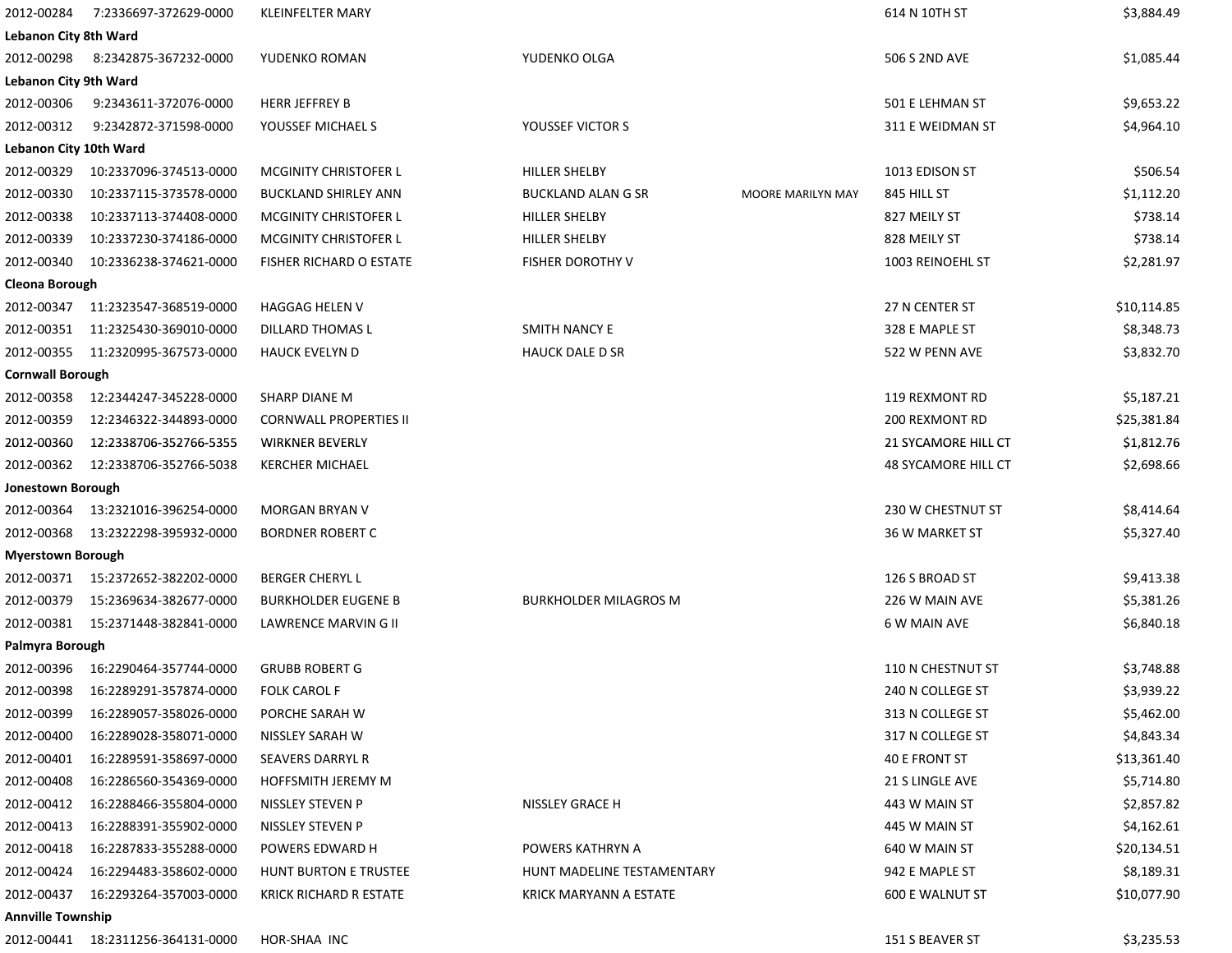| | | | | | | |
|---|---|---|---|---|---|---|
| 2012-00284 | 7:2336697-372629-0000 | KLEINFELTER MARY | | | 614 N 10TH ST | $3,884.49 |
| **Lebanon City 8th Ward** | | | | | | |
| 2012-00298 | 8:2342875-367232-0000 | YUDENKO ROMAN | YUDENKO OLGA | | 506 S 2ND AVE | $1,085.44 |
| **Lebanon City 9th Ward** | | | | | | |
| 2012-00306 | 9:2343611-372076-0000 | HERR JEFFREY B | | | 501 E LEHMAN ST | $9,653.22 |
| 2012-00312 | 9:2342872-371598-0000 | YOUSSEF MICHAEL S | YOUSSEF VICTOR S | | 311 E WEIDMAN ST | $4,964.10 |
| **Lebanon City 10th Ward** | | | | | | |
| 2012-00329 | 10:2337096-374513-0000 | MCGINITY CHRISTOFER L | HILLER SHELBY | | 1013 EDISON ST | $506.54 |
| 2012-00330 | 10:2337115-373578-0000 | BUCKLAND SHIRLEY ANN | BUCKLAND ALAN G SR | MOORE MARILYN MAY | 845 HILL ST | $1,112.20 |
| 2012-00338 | 10:2337113-374408-0000 | MCGINITY CHRISTOFER L | HILLER SHELBY | | 827 MEILY ST | $738.14 |
| 2012-00339 | 10:2337230-374186-0000 | MCGINITY CHRISTOFER L | HILLER SHELBY | | 828 MEILY ST | $738.14 |
| 2012-00340 | 10:2336238-374621-0000 | FISHER RICHARD O ESTATE | FISHER DOROTHY V | | 1003 REINOEHL ST | $2,281.97 |
| **Cleona Borough** | | | | | | |
| 2012-00347 | 11:2323547-368519-0000 | HAGGAG HELEN V | | | 27 N CENTER ST | $10,114.85 |
| 2012-00351 | 11:2325430-369010-0000 | DILLARD THOMAS L | SMITH NANCY E | | 328 E MAPLE ST | $8,348.73 |
| 2012-00355 | 11:2320995-367573-0000 | HAUCK EVELYN D | HAUCK DALE D SR | | 522 W PENN AVE | $3,832.70 |
| **Cornwall Borough** | | | | | | |
| 2012-00358 | 12:2344247-345228-0000 | SHARP DIANE M | | | 119 REXMONT RD | $5,187.21 |
| 2012-00359 | 12:2346322-344893-0000 | CORNWALL PROPERTIES II | | | 200 REXMONT RD | $25,381.84 |
| 2012-00360 | 12:2338706-352766-5355 | WIRKNER BEVERLY | | | 21 SYCAMORE HILL CT | $1,812.76 |
| 2012-00362 | 12:2338706-352766-5038 | KERCHER MICHAEL | | | 48 SYCAMORE HILL CT | $2,698.66 |
| **Jonestown Borough** | | | | | | |
| 2012-00364 | 13:2321016-396254-0000 | MORGAN BRYAN V | | | 230 W CHESTNUT ST | $8,414.64 |
| 2012-00368 | 13:2322298-395932-0000 | BORDNER ROBERT C | | | 36 W MARKET ST | $5,327.40 |
| **Myerstown Borough** | | | | | | |
| 2012-00371 | 15:2372652-382202-0000 | BERGER CHERYL L | | | 126 S BROAD ST | $9,413.38 |
| 2012-00379 | 15:2369634-382677-0000 | BURKHOLDER EUGENE B | BURKHOLDER MILAGROS M | | 226 W MAIN AVE | $5,381.26 |
| 2012-00381 | 15:2371448-382841-0000 | LAWRENCE MARVIN G II | | | 6 W MAIN AVE | $6,840.18 |
| **Palmyra Borough** | | | | | | |
| 2012-00396 | 16:2290464-357744-0000 | GRUBB ROBERT G | | | 110 N CHESTNUT ST | $3,748.88 |
| 2012-00398 | 16:2289291-357874-0000 | FOLK CAROL F | | | 240 N COLLEGE ST | $3,939.22 |
| 2012-00399 | 16:2289057-358026-0000 | PORCHE SARAH W | | | 313 N COLLEGE ST | $5,462.00 |
| 2012-00400 | 16:2289028-358071-0000 | NISSLEY SARAH W | | | 317 N COLLEGE ST | $4,843.34 |
| 2012-00401 | 16:2289591-358697-0000 | SEAVERS DARRYL R | | | 40 E FRONT ST | $13,361.40 |
| 2012-00408 | 16:2286560-354369-0000 | HOFFSMITH JEREMY M | | | 21 S LINGLE AVE | $5,714.80 |
| 2012-00412 | 16:2288466-355804-0000 | NISSLEY STEVEN P | NISSLEY GRACE H | | 443 W MAIN ST | $2,857.82 |
| 2012-00413 | 16:2288391-355902-0000 | NISSLEY STEVEN P | | | 445 W MAIN ST | $4,162.61 |
| 2012-00418 | 16:2287833-355288-0000 | POWERS EDWARD H | POWERS KATHRYN A | | 640 W MAIN ST | $20,134.51 |
| 2012-00424 | 16:2294483-358602-0000 | HUNT BURTON E TRUSTEE | HUNT MADELINE TESTAMENTARY | | 942 E MAPLE ST | $8,189.31 |
| 2012-00437 | 16:2293264-357003-0000 | KRICK RICHARD R ESTATE | KRICK MARYANN A ESTATE | | 600 E WALNUT ST | $10,077.90 |
| **Annville Township** | | | | | | |
| 2012-00441 | 18:2311256-364131-0000 | HOR-SHAA INC | | | 151 S BEAVER ST | $3,235.53 |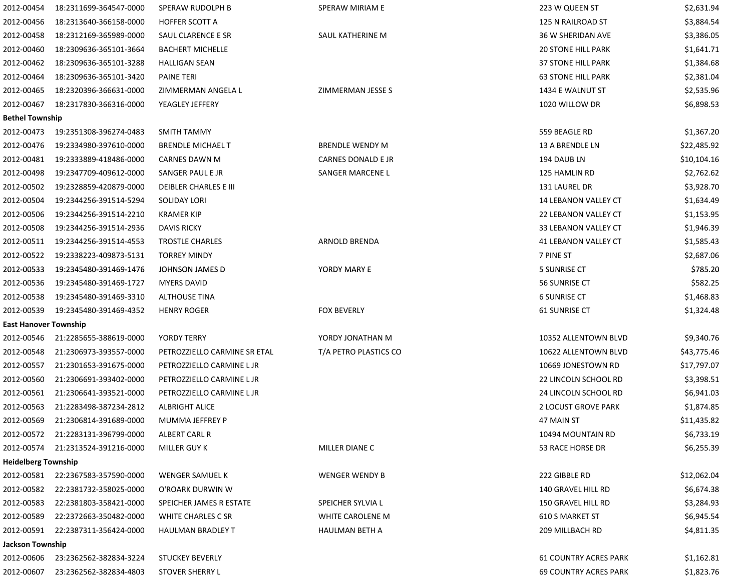| | | | | | |
|---|---|---|---|---|---|
| 2012-00454 | 18:2311699-364547-0000 | SPERAW RUDOLPH B | SPERAW MIRIAM E | 223 W QUEEN ST | $2,631.94 |
| 2012-00456 | 18:2313640-366158-0000 | HOFFER SCOTT A | | 125 N RAILROAD ST | $3,884.54 |
| 2012-00458 | 18:2312169-365989-0000 | SAUL CLARENCE E SR | SAUL KATHERINE M | 36 W SHERIDAN AVE | $3,386.05 |
| 2012-00460 | 18:2309636-365101-3664 | BACHERT MICHELLE | | 20 STONE HILL PARK | $1,641.71 |
| 2012-00462 | 18:2309636-365101-3288 | HALLIGAN SEAN | | 37 STONE HILL PARK | $1,384.68 |
| 2012-00464 | 18:2309636-365101-3420 | PAINE TERI | | 63 STONE HILL PARK | $2,381.04 |
| 2012-00465 | 18:2320396-366631-0000 | ZIMMERMAN ANGELA L | ZIMMERMAN JESSE S | 1434 E WALNUT ST | $2,535.96 |
| 2012-00467 | 18:2317830-366316-0000 | YEAGLEY JEFFERY | | 1020 WILLOW DR | $6,898.53 |
| **Bethel Township** | | | | | |
| 2012-00473 | 19:2351308-396274-0483 | SMITH TAMMY | | 559 BEAGLE RD | $1,367.20 |
| 2012-00476 | 19:2334980-397610-0000 | BRENDLE MICHAEL T | BRENDLE WENDY M | 13 A BRENDLE LN | $22,485.92 |
| 2012-00481 | 19:2333889-418486-0000 | CARNES DAWN M | CARNES DONALD E JR | 194 DAUB LN | $10,104.16 |
| 2012-00498 | 19:2347709-409612-0000 | SANGER PAUL E JR | SANGER MARCENE L | 125 HAMLIN RD | $2,762.62 |
| 2012-00502 | 19:2328859-420879-0000 | DEIBLER CHARLES E III | | 131 LAUREL DR | $3,928.70 |
| 2012-00504 | 19:2344256-391514-5294 | SOLIDAY LORI | | 14 LEBANON VALLEY CT | $1,634.49 |
| 2012-00506 | 19:2344256-391514-2210 | KRAMER KIP | | 22 LEBANON VALLEY CT | $1,153.95 |
| 2012-00508 | 19:2344256-391514-2936 | DAVIS RICKY | | 33 LEBANON VALLEY CT | $1,946.39 |
| 2012-00511 | 19:2344256-391514-4553 | TROSTLE CHARLES | ARNOLD BRENDA | 41 LEBANON VALLEY CT | $1,585.43 |
| 2012-00522 | 19:2338223-409873-5131 | TORREY MINDY | | 7 PINE ST | $2,687.06 |
| 2012-00533 | 19:2345480-391469-1476 | JOHNSON JAMES D | YORDY MARY E | 5 SUNRISE CT | $785.20 |
| 2012-00536 | 19:2345480-391469-1727 | MYERS DAVID | | 56 SUNRISE CT | $582.25 |
| 2012-00538 | 19:2345480-391469-3310 | ALTHOUSE TINA | | 6 SUNRISE CT | $1,468.83 |
| 2012-00539 | 19:2345480-391469-4352 | HENRY ROGER | FOX BEVERLY | 61 SUNRISE CT | $1,324.48 |
| **East Hanover Township** | | | | | |
| 2012-00546 | 21:2285655-388619-0000 | YORDY TERRY | YORDY JONATHAN M | 10352 ALLENTOWN BLVD | $9,340.76 |
| 2012-00548 | 21:2306973-393557-0000 | PETROZZIELLO CARMINE SR ETAL | T/A PETRO PLASTICS CO | 10622 ALLENTOWN BLVD | $43,775.46 |
| 2012-00557 | 21:2301653-391675-0000 | PETROZZIELLO CARMINE L JR | | 10669 JONESTOWN RD | $17,797.07 |
| 2012-00560 | 21:2306691-393402-0000 | PETROZZIELLO CARMINE L JR | | 22 LINCOLN SCHOOL RD | $3,398.51 |
| 2012-00561 | 21:2306641-393521-0000 | PETROZZIELLO CARMINE L JR | | 24 LINCOLN SCHOOL RD | $6,941.03 |
| 2012-00563 | 21:2283498-387234-2812 | ALBRIGHT ALICE | | 2 LOCUST GROVE PARK | $1,874.85 |
| 2012-00569 | 21:2306814-391689-0000 | MUMMA JEFFREY P | | 47 MAIN ST | $11,435.82 |
| 2012-00572 | 21:2283131-396799-0000 | ALBERT CARL R | | 10494 MOUNTAIN RD | $6,733.19 |
| 2012-00574 | 21:2313524-391216-0000 | MILLER GUY K | MILLER DIANE C | 53 RACE HORSE DR | $6,255.39 |
| **Heidelberg Township** | | | | | |
| 2012-00581 | 22:2367583-357590-0000 | WENGER SAMUEL K | WENGER WENDY B | 222 GIBBLE RD | $12,062.04 |
| 2012-00582 | 22:2381732-358025-0000 | O'ROARK DURWIN W | | 140 GRAVEL HILL RD | $6,674.38 |
| 2012-00583 | 22:2381803-358421-0000 | SPEICHER JAMES R ESTATE | SPEICHER SYLVIA L | 150 GRAVEL HILL RD | $3,284.93 |
| 2012-00589 | 22:2372663-350482-0000 | WHITE CHARLES C SR | WHITE CAROLENE M | 610 S MARKET ST | $6,945.54 |
| 2012-00591 | 22:2387311-356424-0000 | HAULMAN BRADLEY T | HAULMAN BETH A | 209 MILLBACH RD | $4,811.35 |
| **Jackson Township** | | | | | |
| 2012-00606 | 23:2362562-382834-3224 | STUCKEY BEVERLY | | 61 COUNTRY ACRES PARK | $1,162.81 |
| 2012-00607 | 23:2362562-382834-4803 | STOVER SHERRY L | | 69 COUNTRY ACRES PARK | $1,823.76 |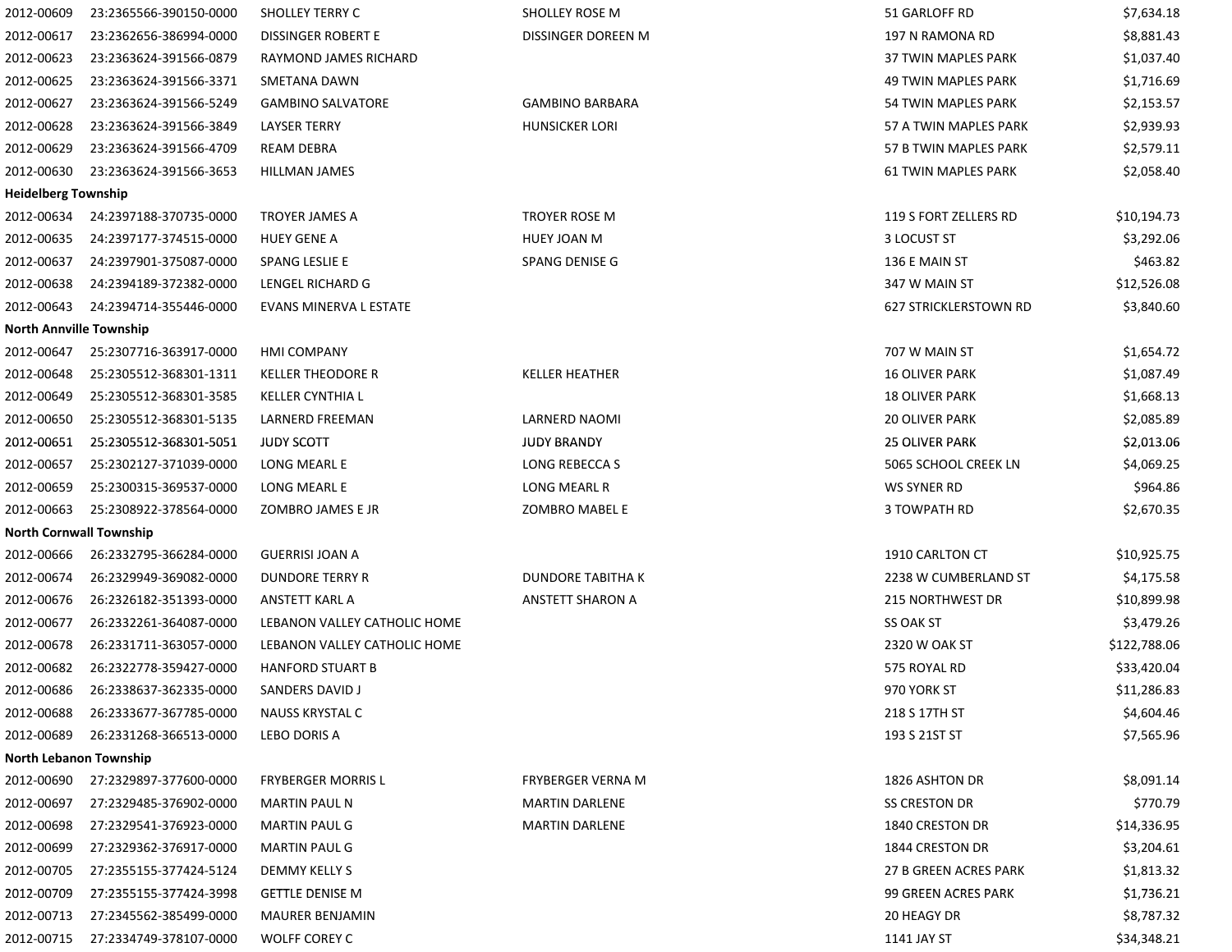| | | | | | |
|---|---|---|---|---|---|
| 2012-00609 | 23:2365566-390150-0000 | SHOLLEY TERRY C | SHOLLEY ROSE M | 51 GARLOFF RD | $7,634.18 |
| 2012-00617 | 23:2362656-386994-0000 | DISSINGER ROBERT E | DISSINGER DOREEN M | 197 N RAMONA RD | $8,881.43 |
| 2012-00623 | 23:2363624-391566-0879 | RAYMOND JAMES RICHARD | | 37 TWIN MAPLES PARK | $1,037.40 |
| 2012-00625 | 23:2363624-391566-3371 | SMETANA DAWN | | 49 TWIN MAPLES PARK | $1,716.69 |
| 2012-00627 | 23:2363624-391566-5249 | GAMBINO SALVATORE | GAMBINO BARBARA | 54 TWIN MAPLES PARK | $2,153.57 |
| 2012-00628 | 23:2363624-391566-3849 | LAYSER TERRY | HUNSICKER LORI | 57 A TWIN MAPLES PARK | $2,939.93 |
| 2012-00629 | 23:2363624-391566-4709 | REAM DEBRA | | 57 B TWIN MAPLES PARK | $2,579.11 |
| 2012-00630 | 23:2363624-391566-3653 | HILLMAN JAMES | | 61 TWIN MAPLES PARK | $2,058.40 |
| **Heidelberg Township** | | | | | |
| 2012-00634 | 24:2397188-370735-0000 | TROYER JAMES A | TROYER ROSE M | 119 S FORT ZELLERS RD | $10,194.73 |
| 2012-00635 | 24:2397177-374515-0000 | HUEY GENE A | HUEY JOAN M | 3 LOCUST ST | $3,292.06 |
| 2012-00637 | 24:2397901-375087-0000 | SPANG LESLIE E | SPANG DENISE G | 136 E MAIN ST | $463.82 |
| 2012-00638 | 24:2394189-372382-0000 | LENGEL RICHARD G | | 347 W MAIN ST | $12,526.08 |
| 2012-00643 | 24:2394714-355446-0000 | EVANS MINERVA L ESTATE | | 627 STRICKLERSTOWN RD | $3,840.60 |
| **North Annville Township** | | | | | |
| 2012-00647 | 25:2307716-363917-0000 | HMI COMPANY | | 707 W MAIN ST | $1,654.72 |
| 2012-00648 | 25:2305512-368301-1311 | KELLER THEODORE R | KELLER HEATHER | 16 OLIVER PARK | $1,087.49 |
| 2012-00649 | 25:2305512-368301-3585 | KELLER CYNTHIA L | | 18 OLIVER PARK | $1,668.13 |
| 2012-00650 | 25:2305512-368301-5135 | LARNERD FREEMAN | LARNERD NAOMI | 20 OLIVER PARK | $2,085.89 |
| 2012-00651 | 25:2305512-368301-5051 | JUDY SCOTT | JUDY BRANDY | 25 OLIVER PARK | $2,013.06 |
| 2012-00657 | 25:2302127-371039-0000 | LONG MEARL E | LONG REBECCA S | 5065 SCHOOL CREEK LN | $4,069.25 |
| 2012-00659 | 25:2300315-369537-0000 | LONG MEARL E | LONG MEARL R | WS SYNER RD | $964.86 |
| 2012-00663 | 25:2308922-378564-0000 | ZOMBRO JAMES E JR | ZOMBRO MABEL E | 3 TOWPATH RD | $2,670.35 |
| **North Cornwall Township** | | | | | |
| 2012-00666 | 26:2332795-366284-0000 | GUERRISI JOAN A | | 1910 CARLTON CT | $10,925.75 |
| 2012-00674 | 26:2329949-369082-0000 | DUNDORE TERRY R | DUNDORE TABITHA K | 2238 W CUMBERLAND ST | $4,175.58 |
| 2012-00676 | 26:2326182-351393-0000 | ANSTETT KARL A | ANSTETT SHARON A | 215 NORTHWEST DR | $10,899.98 |
| 2012-00677 | 26:2332261-364087-0000 | LEBANON VALLEY CATHOLIC HOME | | SS OAK ST | $3,479.26 |
| 2012-00678 | 26:2331711-363057-0000 | LEBANON VALLEY CATHOLIC HOME | | 2320 W OAK ST | $122,788.06 |
| 2012-00682 | 26:2322778-359427-0000 | HANFORD STUART B | | 575 ROYAL RD | $33,420.04 |
| 2012-00686 | 26:2338637-362335-0000 | SANDERS DAVID J | | 970 YORK ST | $11,286.83 |
| 2012-00688 | 26:2333677-367785-0000 | NAUSS KRYSTAL C | | 218 S 17TH ST | $4,604.46 |
| 2012-00689 | 26:2331268-366513-0000 | LEBO DORIS A | | 193 S 21ST ST | $7,565.96 |
| **North Lebanon Township** | | | | | |
| 2012-00690 | 27:2329897-377600-0000 | FRYBERGER MORRIS L | FRYBERGER VERNA M | 1826 ASHTON DR | $8,091.14 |
| 2012-00697 | 27:2329485-376902-0000 | MARTIN PAUL N | MARTIN DARLENE | SS CRESTON DR | $770.79 |
| 2012-00698 | 27:2329541-376923-0000 | MARTIN PAUL G | MARTIN DARLENE | 1840 CRESTON DR | $14,336.95 |
| 2012-00699 | 27:2329362-376917-0000 | MARTIN PAUL G | | 1844 CRESTON DR | $3,204.61 |
| 2012-00705 | 27:2355155-377424-5124 | DEMMY KELLY S | | 27 B GREEN ACRES PARK | $1,813.32 |
| 2012-00709 | 27:2355155-377424-3998 | GETTLE DENISE M | | 99 GREEN ACRES PARK | $1,736.21 |
| 2012-00713 | 27:2345562-385499-0000 | MAURER BENJAMIN | | 20 HEAGY DR | $8,787.32 |
| 2012-00715 | 27:2334749-378107-0000 | WOLFF COREY C | | 1141 JAY ST | $34,348.21 |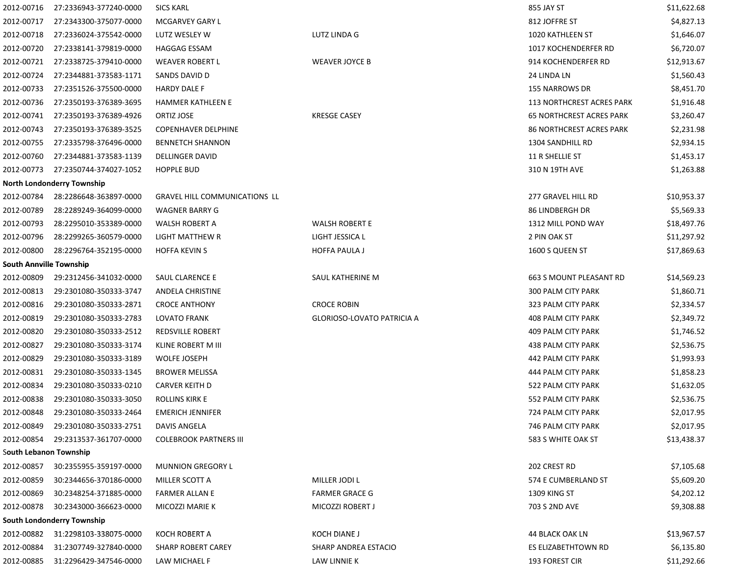| | | | | | |
|---|---|---|---|---|---|
| 2012-00716 | 27:2336943-377240-0000 | SICS KARL | | 855 JAY ST | $11,622.68 |
| 2012-00717 | 27:2343300-375077-0000 | MCGARVEY GARY L | | 812 JOFFRE ST | $4,827.13 |
| 2012-00718 | 27:2336024-375542-0000 | LUTZ WESLEY W | LUTZ LINDA G | 1020 KATHLEEN ST | $1,646.07 |
| 2012-00720 | 27:2338141-379819-0000 | HAGGAG ESSAM | | 1017 KOCHENDERFER RD | $6,720.07 |
| 2012-00721 | 27:2338725-379410-0000 | WEAVER ROBERT L | WEAVER JOYCE B | 914 KOCHENDERFER RD | $12,913.67 |
| 2012-00724 | 27:2344881-373583-1171 | SANDS DAVID D | | 24 LINDA LN | $1,560.43 |
| 2012-00733 | 27:2351526-375500-0000 | HARDY DALE F | | 155 NARROWS DR | $8,451.70 |
| 2012-00736 | 27:2350193-376389-3695 | HAMMER KATHLEEN E | | 113 NORTHCREST ACRES PARK | $1,916.48 |
| 2012-00741 | 27:2350193-376389-4926 | ORTIZ JOSE | KRESGE CASEY | 65 NORTHCREST ACRES PARK | $3,260.47 |
| 2012-00743 | 27:2350193-376389-3525 | COPENHAVER DELPHINE | | 86 NORTHCREST ACRES PARK | $2,231.98 |
| 2012-00755 | 27:2335798-376496-0000 | BENNETCH SHANNON | | 1304 SANDHILL RD | $2,934.15 |
| 2012-00760 | 27:2344881-373583-1139 | DELLINGER DAVID | | 11 R SHELLIE ST | $1,453.17 |
| 2012-00773 | 27:2350744-374027-1052 | HOPPLE BUD | | 310 N 19TH AVE | $1,263.88 |
| **North Londonderry Township** | | | | | |
| 2012-00784 | 28:2286648-363897-0000 | GRAVEL HILL COMMUNICATIONS LL | | 277 GRAVEL HILL RD | $10,953.37 |
| 2012-00789 | 28:2289249-364099-0000 | WAGNER BARRY G | | 86 LINDBERGH DR | $5,569.33 |
| 2012-00793 | 28:2295010-353389-0000 | WALSH ROBERT A | WALSH ROBERT E | 1312 MILL POND WAY | $18,497.76 |
| 2012-00796 | 28:2299265-360579-0000 | LIGHT MATTHEW R | LIGHT JESSICA L | 2 PIN OAK ST | $11,297.92 |
| 2012-00800 | 28:2296764-352195-0000 | HOFFA KEVIN S | HOFFA PAULA J | 1600 S QUEEN ST | $17,869.63 |
| **South Annville Township** | | | | | |
| 2012-00809 | 29:2312456-341032-0000 | SAUL CLARENCE E | SAUL KATHERINE M | 663 S MOUNT PLEASANT RD | $14,569.23 |
| 2012-00813 | 29:2301080-350333-3747 | ANDELA CHRISTINE | | 300 PALM CITY PARK | $1,860.71 |
| 2012-00816 | 29:2301080-350333-2871 | CROCE ANTHONY | CROCE ROBIN | 323 PALM CITY PARK | $2,334.57 |
| 2012-00819 | 29:2301080-350333-2783 | LOVATO FRANK | GLORIOSO-LOVATO PATRICIA A | 408 PALM CITY PARK | $2,349.72 |
| 2012-00820 | 29:2301080-350333-2512 | REDSVILLE ROBERT | | 409 PALM CITY PARK | $1,746.52 |
| 2012-00827 | 29:2301080-350333-3174 | KLINE ROBERT M III | | 438 PALM CITY PARK | $2,536.75 |
| 2012-00829 | 29:2301080-350333-3189 | WOLFE JOSEPH | | 442 PALM CITY PARK | $1,993.93 |
| 2012-00831 | 29:2301080-350333-1345 | BROWER MELISSA | | 444 PALM CITY PARK | $1,858.23 |
| 2012-00834 | 29:2301080-350333-0210 | CARVER KEITH D | | 522 PALM CITY PARK | $1,632.05 |
| 2012-00838 | 29:2301080-350333-3050 | ROLLINS KIRK E | | 552 PALM CITY PARK | $2,536.75 |
| 2012-00848 | 29:2301080-350333-2464 | EMERICH JENNIFER | | 724 PALM CITY PARK | $2,017.95 |
| 2012-00849 | 29:2301080-350333-2751 | DAVIS ANGELA | | 746 PALM CITY PARK | $2,017.95 |
| 2012-00854 | 29:2313537-361707-0000 | COLEBROOK PARTNERS III | | 583 S WHITE OAK ST | $13,438.37 |
| **South Lebanon Township** | | | | | |
| 2012-00857 | 30:2355955-359197-0000 | MUNNION GREGORY L | | 202 CREST RD | $7,105.68 |
| 2012-00859 | 30:2344656-370186-0000 | MILLER SCOTT A | MILLER JODI L | 574 E CUMBERLAND ST | $5,609.20 |
| 2012-00869 | 30:2348254-371885-0000 | FARMER ALLAN E | FARMER GRACE G | 1309 KING ST | $4,202.12 |
| 2012-00878 | 30:2343000-366623-0000 | MICOZZI MARIE K | MICOZZI ROBERT J | 703 S 2ND AVE | $9,308.88 |
| **South Londonderry Township** | | | | | |
| 2012-00882 | 31:2298103-338075-0000 | KOCH ROBERT A | KOCH DIANE J | 44 BLACK OAK LN | $13,967.57 |
| 2012-00884 | 31:2307749-327840-0000 | SHARP ROBERT CAREY | SHARP ANDREA ESTACIO | ES ELIZABETHTOWN RD | $6,135.80 |
| 2012-00885 | 31:2296429-347546-0000 | LAW MICHAEL F | LAW LINNIE K | 193 FOREST CIR | $11,292.66 |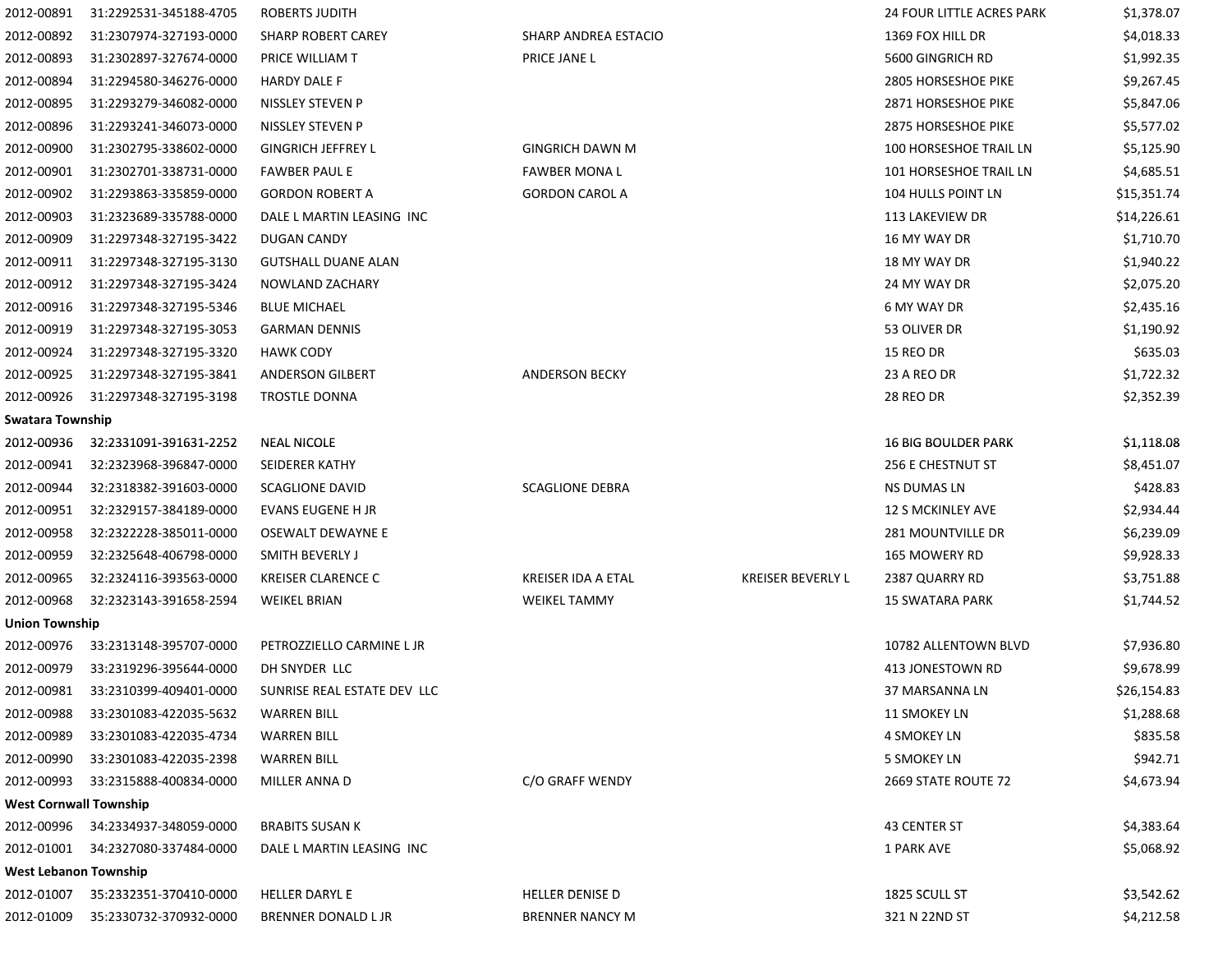| | | | | | | |
|---|---|---|---|---|---|---|
| 2012-00891 | 31:2292531-345188-4705 | ROBERTS JUDITH | | | 24 FOUR LITTLE ACRES PARK | $1,378.07 |
| 2012-00892 | 31:2307974-327193-0000 | SHARP ROBERT CAREY | SHARP ANDREA ESTACIO | | 1369 FOX HILL DR | $4,018.33 |
| 2012-00893 | 31:2302897-327674-0000 | PRICE WILLIAM T | PRICE JANE L | | 5600 GINGRICH RD | $1,992.35 |
| 2012-00894 | 31:2294580-346276-0000 | HARDY DALE F | | | 2805 HORSESHOE PIKE | $9,267.45 |
| 2012-00895 | 31:2293279-346082-0000 | NISSLEY STEVEN P | | | 2871 HORSESHOE PIKE | $5,847.06 |
| 2012-00896 | 31:2293241-346073-0000 | NISSLEY STEVEN P | | | 2875 HORSESHOE PIKE | $5,577.02 |
| 2012-00900 | 31:2302795-338602-0000 | GINGRICH JEFFREY L | GINGRICH DAWN M | | 100 HORSESHOE TRAIL LN | $5,125.90 |
| 2012-00901 | 31:2302701-338731-0000 | FAWBER PAUL E | FAWBER MONA L | | 101 HORSESHOE TRAIL LN | $4,685.51 |
| 2012-00902 | 31:2293863-335859-0000 | GORDON ROBERT A | GORDON CAROL A | | 104 HULLS POINT LN | $15,351.74 |
| 2012-00903 | 31:2323689-335788-0000 | DALE L MARTIN LEASING INC | | | 113 LAKEVIEW DR | $14,226.61 |
| 2012-00909 | 31:2297348-327195-3422 | DUGAN CANDY | | | 16 MY WAY DR | $1,710.70 |
| 2012-00911 | 31:2297348-327195-3130 | GUTSHALL DUANE ALAN | | | 18 MY WAY DR | $1,940.22 |
| 2012-00912 | 31:2297348-327195-3424 | NOWLAND ZACHARY | | | 24 MY WAY DR | $2,075.20 |
| 2012-00916 | 31:2297348-327195-5346 | BLUE MICHAEL | | | 6 MY WAY DR | $2,435.16 |
| 2012-00919 | 31:2297348-327195-3053 | GARMAN DENNIS | | | 53 OLIVER DR | $1,190.92 |
| 2012-00924 | 31:2297348-327195-3320 | HAWK CODY | | | 15 REO DR | $635.03 |
| 2012-00925 | 31:2297348-327195-3841 | ANDERSON GILBERT | ANDERSON BECKY | | 23 A REO DR | $1,722.32 |
| 2012-00926 | 31:2297348-327195-3198 | TROSTLE DONNA | | | 28 REO DR | $2,352.39 |
| **Swatara Township** | | | | | | |
| 2012-00936 | 32:2331091-391631-2252 | NEAL NICOLE | | | 16 BIG BOULDER PARK | $1,118.08 |
| 2012-00941 | 32:2323968-396847-0000 | SEIDERER KATHY | | | 256 E CHESTNUT ST | $8,451.07 |
| 2012-00944 | 32:2318382-391603-0000 | SCAGLIONE DAVID | SCAGLIONE DEBRA | | NS DUMAS LN | $428.83 |
| 2012-00951 | 32:2329157-384189-0000 | EVANS EUGENE H JR | | | 12 S MCKINLEY AVE | $2,934.44 |
| 2012-00958 | 32:2322228-385011-0000 | OSEWALT DEWAYNE E | | | 281 MOUNTVILLE DR | $6,239.09 |
| 2012-00959 | 32:2325648-406798-0000 | SMITH BEVERLY J | | | 165 MOWERY RD | $9,928.33 |
| 2012-00965 | 32:2324116-393563-0000 | KREISER CLARENCE C | KREISER IDA A ETAL | KREISER BEVERLY L | 2387 QUARRY RD | $3,751.88 |
| 2012-00968 | 32:2323143-391658-2594 | WEIKEL BRIAN | WEIKEL TAMMY | | 15 SWATARA PARK | $1,744.52 |
| **Union Township** | | | | | | |
| 2012-00976 | 33:2313148-395707-0000 | PETROZZIELLO CARMINE L JR | | | 10782 ALLENTOWN BLVD | $7,936.80 |
| 2012-00979 | 33:2319296-395644-0000 | DH SNYDER LLC | | | 413 JONESTOWN RD | $9,678.99 |
| 2012-00981 | 33:2310399-409401-0000 | SUNRISE REAL ESTATE DEV LLC | | | 37 MARSANNA LN | $26,154.83 |
| 2012-00988 | 33:2301083-422035-5632 | WARREN BILL | | | 11 SMOKEY LN | $1,288.68 |
| 2012-00989 | 33:2301083-422035-4734 | WARREN BILL | | | 4 SMOKEY LN | $835.58 |
| 2012-00990 | 33:2301083-422035-2398 | WARREN BILL | | | 5 SMOKEY LN | $942.71 |
| 2012-00993 | 33:2315888-400834-0000 | MILLER ANNA D | C/O GRAFF WENDY | | 2669 STATE ROUTE 72 | $4,673.94 |
| **West Cornwall Township** | | | | | | |
| 2012-00996 | 34:2334937-348059-0000 | BRABITS SUSAN K | | | 43 CENTER ST | $4,383.64 |
| 2012-01001 | 34:2327080-337484-0000 | DALE L MARTIN LEASING INC | | | 1 PARK AVE | $5,068.92 |
| **West Lebanon Township** | | | | | | |
| 2012-01007 | 35:2332351-370410-0000 | HELLER DARYL E | HELLER DENISE D | | 1825 SCULL ST | $3,542.62 |
| 2012-01009 | 35:2330732-370932-0000 | BRENNER DONALD L JR | BRENNER NANCY M | | 321 N 22ND ST | $4,212.58 |